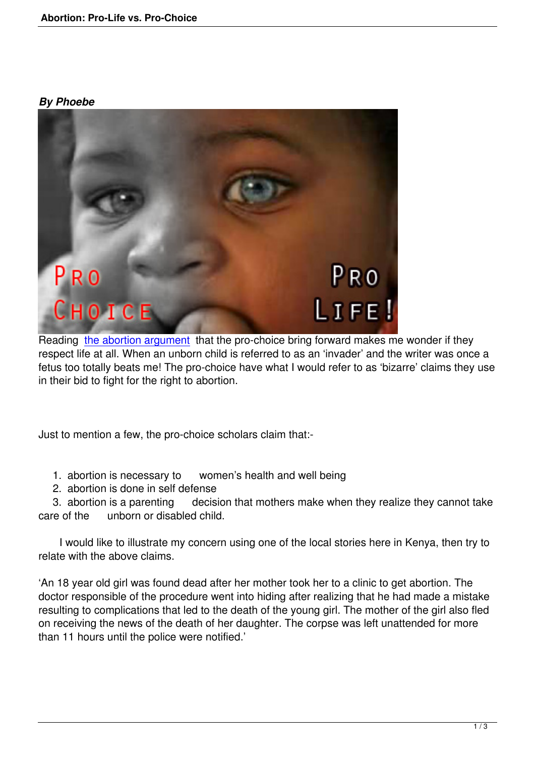*By Phoebe*

Reading the abortion argument that the pro-choice bring forward makes me wonder if they respect life at all. When an unborn child is referred to as an 'invader' and the writer was once a fetus too totally beats me! The pro-choice have what I would refer to as 'bizarre' claims they use in their bid to fight for the right to abortion.

Just to mention a few, the pro-choice scholars claim that:-

1. abortion is necessary to women's health and well being
2. abortion is done in self defense
3. abortion is a parenting decision that mothers make when they realize they cannot take care of the unborn or disabled child.

I would like to illustrate my concern using one of the local stories here in Kenya, then try to relate with the above claims.

'An 18 year old girl was found dead after her mother took her to a clinic to get abortion. The doctor responsible of the procedure went into hiding after realizing that he had made a mistake resulting to complications that led to the death of the young girl. The mother of the girl also fled on receiving the news of the death of her daughter. The corpse was left unattended for more than 11 hours until the police were notified.'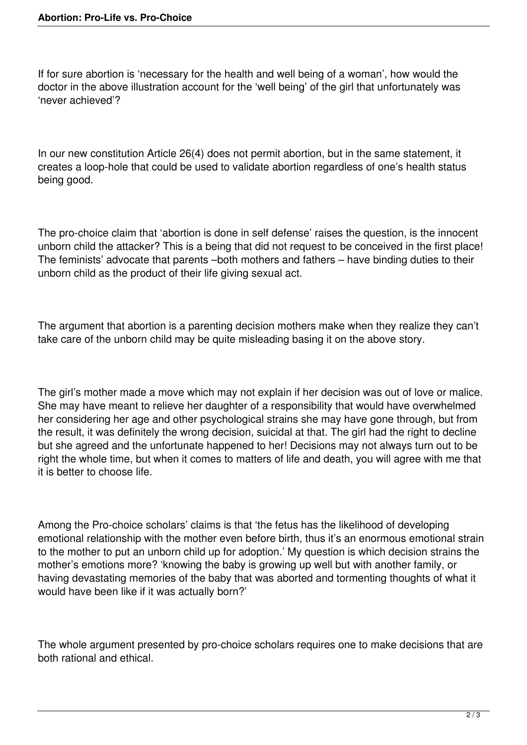If for sure abortion is 'necessary for the health and well being of a woman', how would the doctor in the above illustration account for the 'well being' of the girl that unfortunately was 'never achieved'?

In our new constitution Article 26(4) does not permit abortion, but in the same statement, it creates a loop-hole that could be used to validate abortion regardless of one's health status being good.

The pro-choice claim that 'abortion is done in self defense' raises the question, is the innocent unborn child the attacker? This is a being that did not request to be conceived in the first place! The feminists' advocate that parents –both mothers and fathers – have binding duties to their unborn child as the product of their life giving sexual act.

The argument that abortion is a parenting decision mothers make when they realize they can't take care of the unborn child may be quite misleading basing it on the above story.

The girl's mother made a move which may not explain if her decision was out of love or malice. She may have meant to relieve her daughter of a responsibility that would have overwhelmed her considering her age and other psychological strains she may have gone through, but from the result, it was definitely the wrong decision, suicidal at that. The girl had the right to decline but she agreed and the unfortunate happened to her! Decisions may not always turn out to be right the whole time, but when it comes to matters of life and death, you will agree with me that it is better to choose life.

Among the Pro-choice scholars' claims is that 'the fetus has the likelihood of developing emotional relationship with the mother even before birth, thus it's an enormous emotional strain to the mother to put an unborn child up for adoption.' My question is which decision strains the mother's emotions more? 'knowing the baby is growing up well but with another family, or having devastating memories of the baby that was aborted and tormenting thoughts of what it would have been like if it was actually born?'

The whole argument presented by pro-choice scholars requires one to make decisions that are both rational and ethical.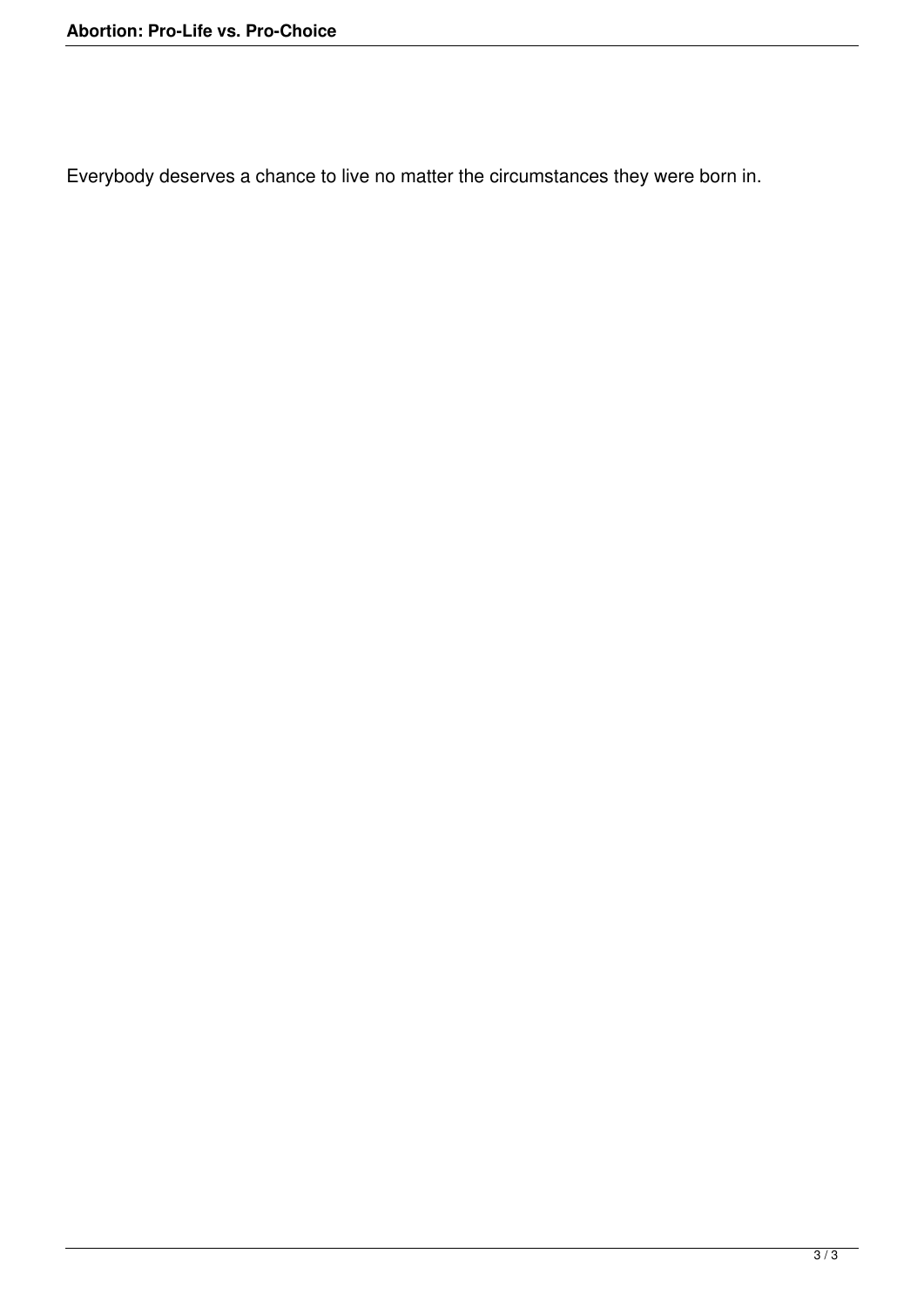Everybody deserves a chance to live no matter the circumstances they were born in.